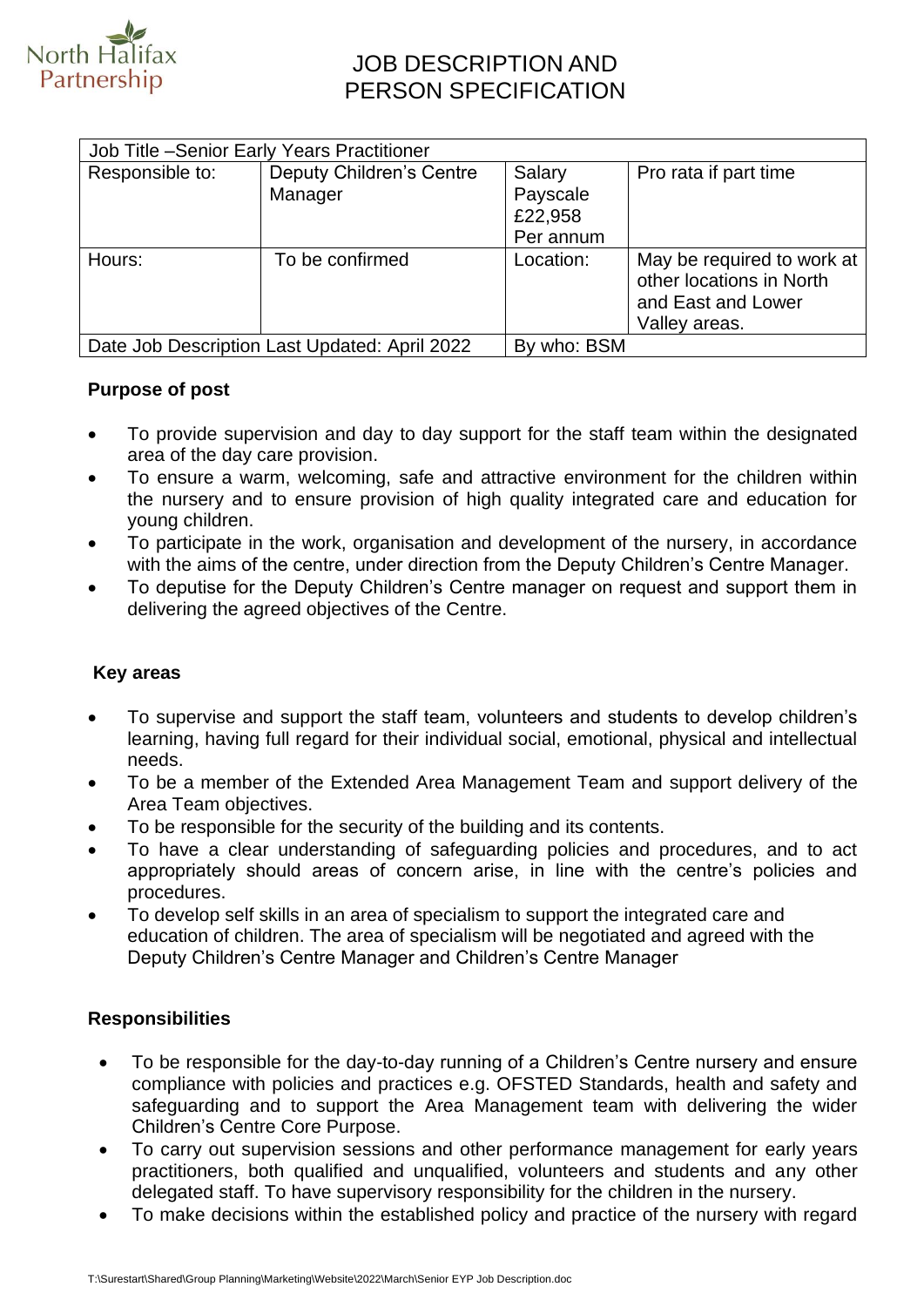# JOB DESCRIPTION AND PERSON SPECIFICATION

| Job Title –Senior Early Years Practitioner | | | |
|---|---|---|---|
| Responsible to: | Deputy Children's Centre Manager | Salary Payscale £22,958 Per annum | Pro rata if part time |
| Hours: | To be confirmed | Location: | May be required to work at other locations in North and East and Lower Valley areas. |
| Date Job Description Last Updated: April 2022 | | By who: BSM | |

**Purpose of post**

- To provide supervision and day to day support for the staff team within the designated area of the day care provision.
- To ensure a warm, welcoming, safe and attractive environment for the children within the nursery and to ensure provision of high quality integrated care and education for young children.
- To participate in the work, organisation and development of the nursery, in accordance with the aims of the centre, under direction from the Deputy Children's Centre Manager.
- To deputise for the Deputy Children's Centre manager on request and support them in delivering the agreed objectives of the Centre.

**Key areas**

- To supervise and support the staff team, volunteers and students to develop children's learning, having full regard for their individual social, emotional, physical and intellectual needs.
- To be a member of the Extended Area Management Team and support delivery of the Area Team objectives.
- To be responsible for the security of the building and its contents.
- To have a clear understanding of safeguarding policies and procedures, and to act appropriately should areas of concern arise, in line with the centre's policies and procedures.
- To develop self skills in an area of specialism to support the integrated care and education of children. The area of specialism will be negotiated and agreed with the Deputy Children's Centre Manager and Children's Centre Manager

**Responsibilities**

- To be responsible for the day-to-day running of a Children's Centre nursery and ensure compliance with policies and practices e.g. OFSTED Standards, health and safety and safeguarding and to support the Area Management team with delivering the wider Children's Centre Core Purpose.
- To carry out supervision sessions and other performance management for early years practitioners, both qualified and unqualified, volunteers and students and any other delegated staff. To have supervisory responsibility for the children in the nursery.
- To make decisions within the established policy and practice of the nursery with regard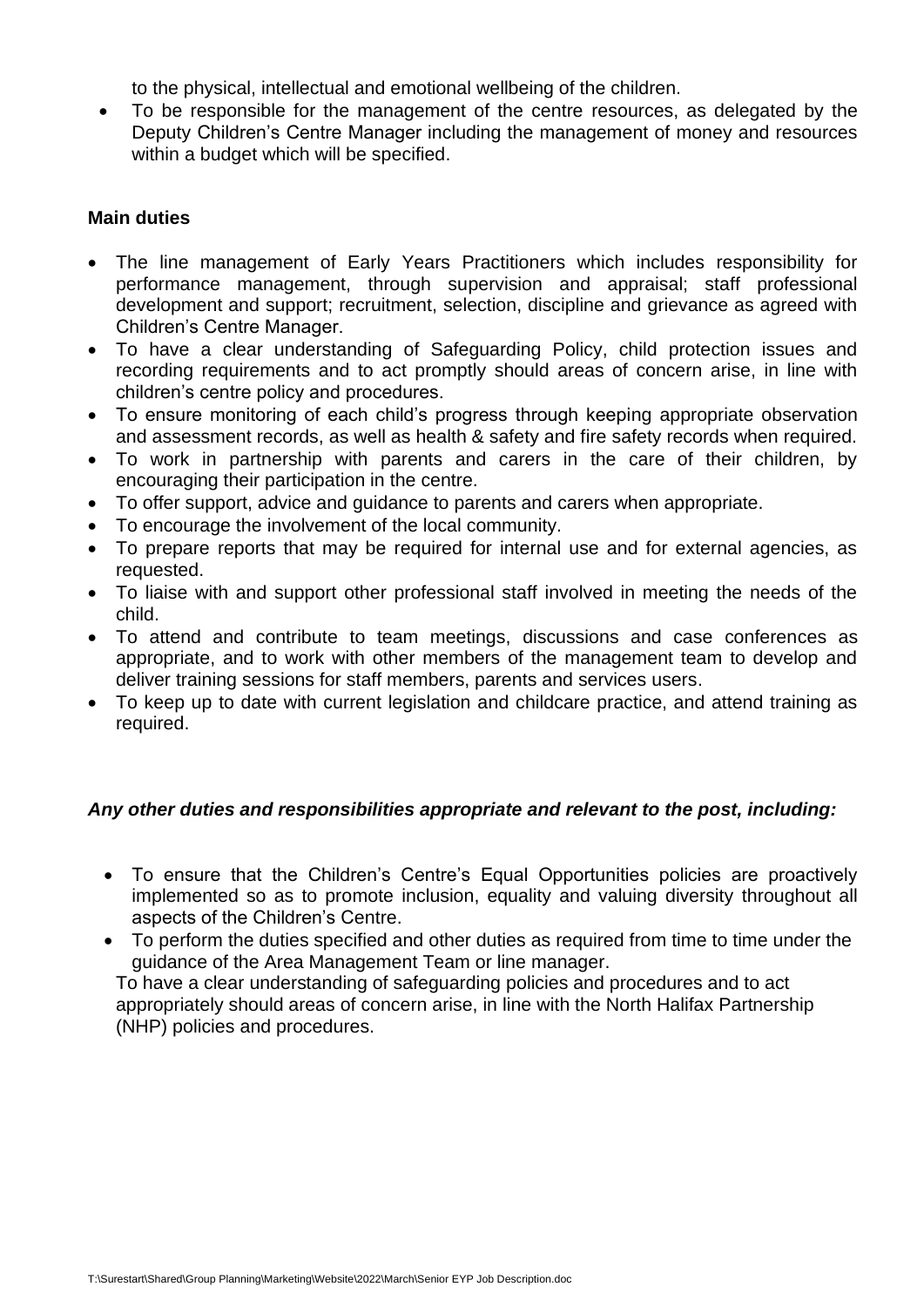to the physical, intellectual and emotional wellbeing of the children.

- To be responsible for the management of the centre resources, as delegated by the Deputy Children's Centre Manager including the management of money and resources within a budget which will be specified.

**Main duties**

- The line management of Early Years Practitioners which includes responsibility for performance management, through supervision and appraisal; staff professional development and support; recruitment, selection, discipline and grievance as agreed with Children's Centre Manager.
- To have a clear understanding of Safeguarding Policy, child protection issues and recording requirements and to act promptly should areas of concern arise, in line with children's centre policy and procedures.
- To ensure monitoring of each child's progress through keeping appropriate observation and assessment records, as well as health & safety and fire safety records when required.
- To work in partnership with parents and carers in the care of their children, by encouraging their participation in the centre.
- To offer support, advice and guidance to parents and carers when appropriate.
- To encourage the involvement of the local community.
- To prepare reports that may be required for internal use and for external agencies, as requested.
- To liaise with and support other professional staff involved in meeting the needs of the child.
- To attend and contribute to team meetings, discussions and case conferences as appropriate, and to work with other members of the management team to develop and deliver training sessions for staff members, parents and services users.
- To keep up to date with current legislation and childcare practice, and attend training as required.

***Any other duties and responsibilities appropriate and relevant to the post, including:***

- To ensure that the Children's Centre's Equal Opportunities policies are proactively implemented so as to promote inclusion, equality and valuing diversity throughout all aspects of the Children's Centre.
- To perform the duties specified and other duties as required from time to time under the guidance of the Area Management Team or line manager.
  To have a clear understanding of safeguarding policies and procedures and to act appropriately should areas of concern arise, in line with the North Halifax Partnership (NHP) policies and procedures.

T:\Surestart\Shared\Group Planning\Marketing\Website\2022\March\Senior EYP Job Description.doc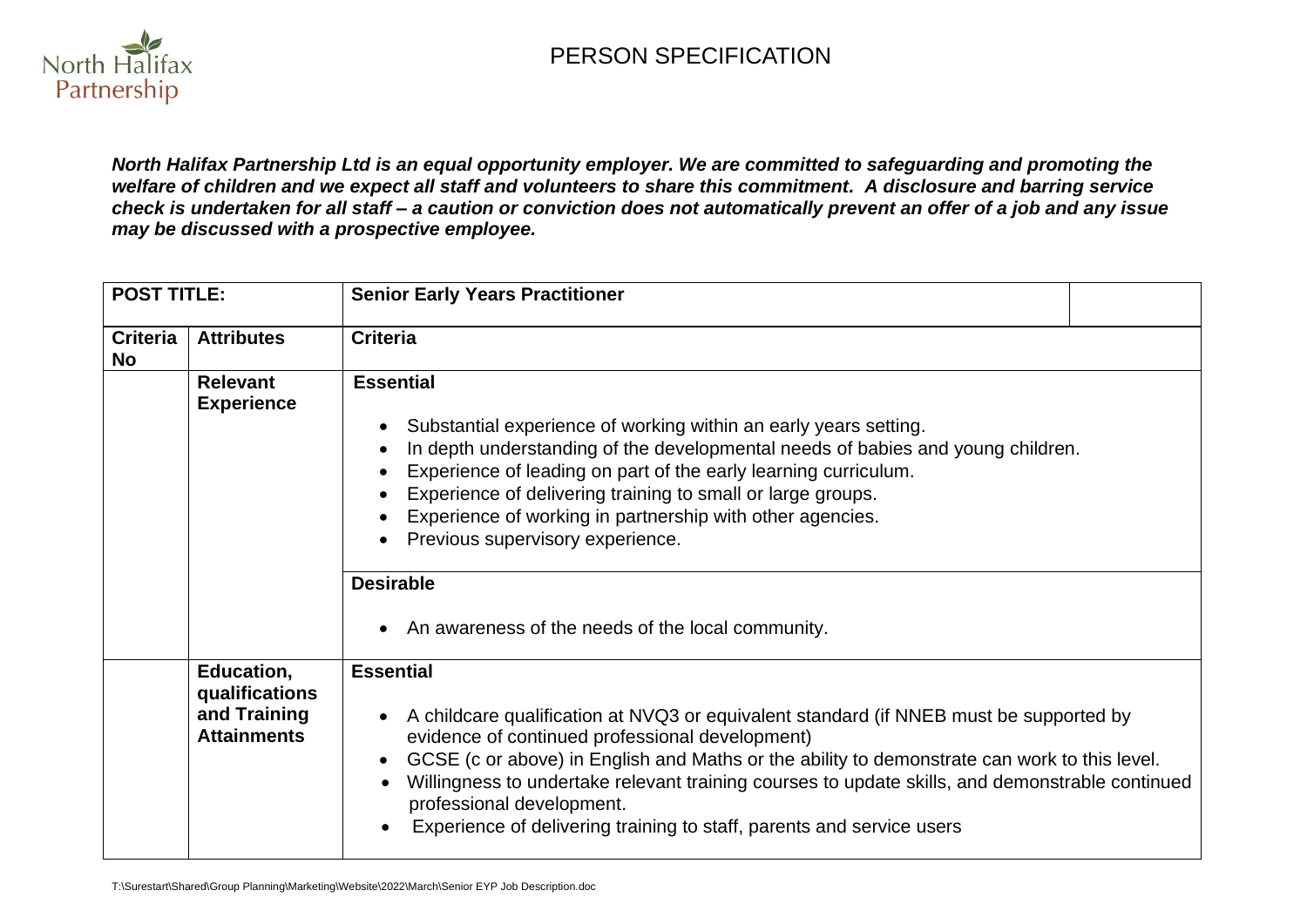# PERSON SPECIFICATION

***North Halifax Partnership Ltd is an equal opportunity employer. We are committed to safeguarding and promoting the welfare of children and we expect all staff and volunteers to share this commitment. A disclosure and barring service check is undertaken for all staff – a caution or conviction does not automatically prevent an offer of a job and any issue may be discussed with a prospective employee.***

| **POST TITLE:** | | **Senior Early Years Practitioner** |
|---|---|---|
| **Criteria No** | **Attributes** | **Criteria** |
| | **Relevant Experience** | **Essential**<br>• Substantial experience of working within an early years setting.<br>• In depth understanding of the developmental needs of babies and young children.<br>• Experience of leading on part of the early learning curriculum.<br>• Experience of delivering training to small or large groups.<br>• Experience of working in partnership with other agencies.<br>• Previous supervisory experience. |
| | | **Desirable**<br>• An awareness of the needs of the local community. |
| | **Education, qualifications and Training Attainments** | **Essential**<br>• A childcare qualification at NVQ3 or equivalent standard (if NNEB must be supported by evidence of continued professional development)<br>• GCSE (c or above) in English and Maths or the ability to demonstrate can work to this level.<br>• Willingness to undertake relevant training courses to update skills, and demonstrable continued professional development.<br>• Experience of delivering training to staff, parents and service users |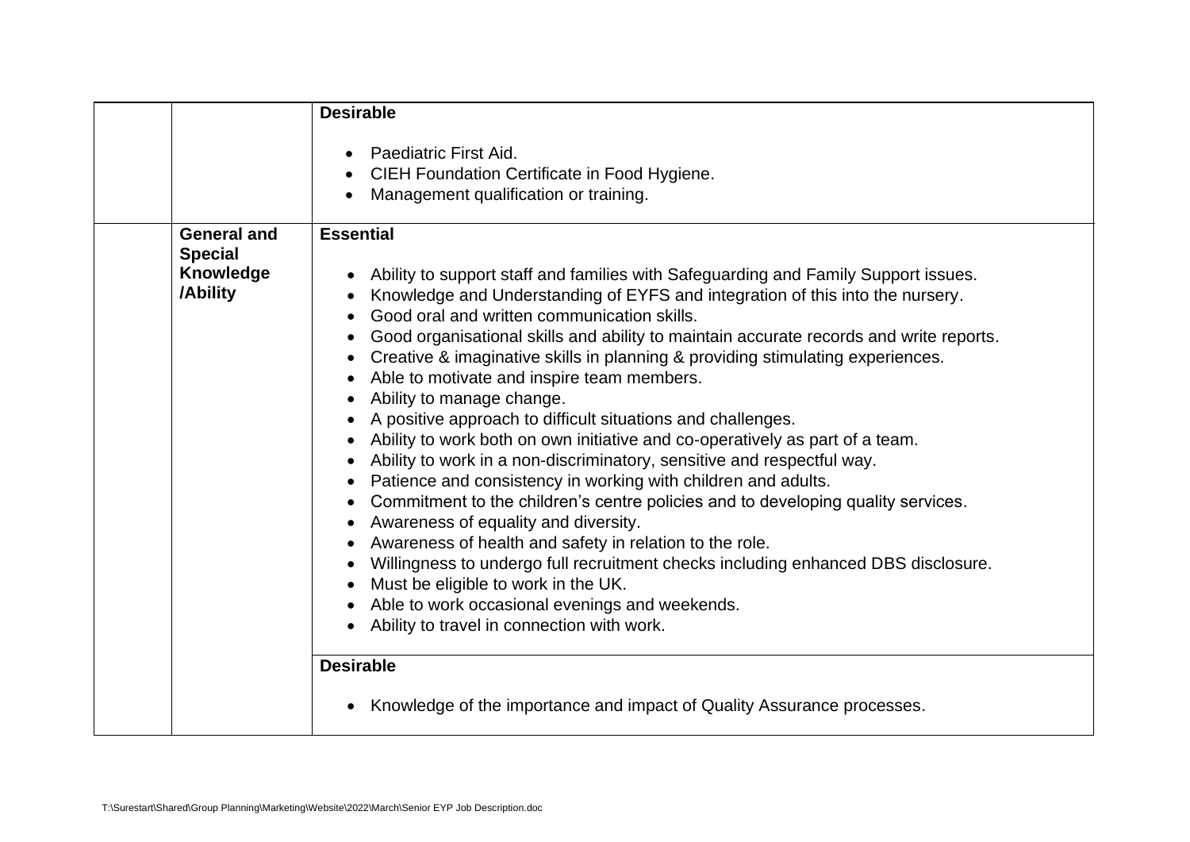| | | |
|---|---|---|
| | | **Desirable**<br><br>• Paediatric First Aid.<br>• CIEH Foundation Certificate in Food Hygiene.<br>• Management qualification or training. |
| | **General and Special Knowledge /Ability** | **Essential**<br><br>• Ability to support staff and families with Safeguarding and Family Support issues.<br>• Knowledge and Understanding of EYFS and integration of this into the nursery.<br>• Good oral and written communication skills.<br>• Good organisational skills and ability to maintain accurate records and write reports.<br>• Creative & imaginative skills in planning & providing stimulating experiences.<br>• Able to motivate and inspire team members.<br>• Ability to manage change.<br>• A positive approach to difficult situations and challenges.<br>• Ability to work both on own initiative and co-operatively as part of a team.<br>• Ability to work in a non-discriminatory, sensitive and respectful way.<br>• Patience and consistency in working with children and adults.<br>• Commitment to the children's centre policies and to developing quality services.<br>• Awareness of equality and diversity.<br>• Awareness of health and safety in relation to the role.<br>• Willingness to undergo full recruitment checks including enhanced DBS disclosure.<br>• Must be eligible to work in the UK.<br>• Able to work occasional evenings and weekends.<br>• Ability to travel in connection with work. |
| | | **Desirable**<br><br>• Knowledge of the importance and impact of Quality Assurance processes. |

T:\Surestart\Shared\Group Planning\Marketing\Website\2022\March\Senior EYP Job Description.doc